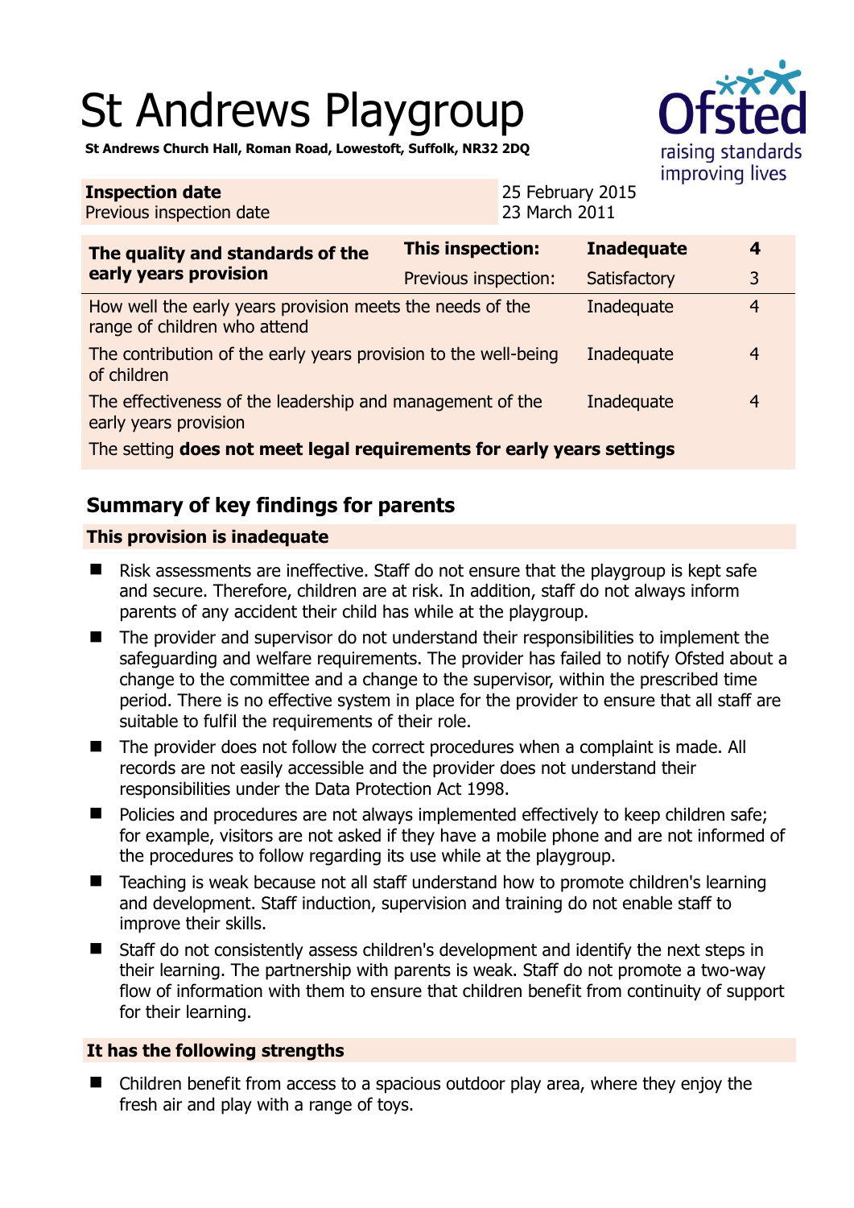# St Andrews Playgroup

**St Andrews Church Hall, Roman Road, Lowestoft, Suffolk, NR32 2DQ**

| **Inspection date** | 25 February 2015 |
|---|---|
| Previous inspection date | 23 March 2011 |

| **The quality and standards of the early years provision** | **This inspection:** | **Inadequate** | **4** |
|---|---|---|---|
| | Previous inspection: | Satisfactory | 3 |
| How well the early years provision meets the needs of the range of children who attend | | Inadequate | 4 |
| The contribution of the early years provision to the well-being of children | | Inadequate | 4 |
| The effectiveness of the leadership and management of the early years provision | | Inadequate | 4 |
| The setting **does not meet legal requirements for early years settings** | | | |

## Summary of key findings for parents

### This provision is inadequate

- Risk assessments are ineffective. Staff do not ensure that the playgroup is kept safe and secure. Therefore, children are at risk. In addition, staff do not always inform parents of any accident their child has while at the playgroup.
- The provider and supervisor do not understand their responsibilities to implement the safeguarding and welfare requirements. The provider has failed to notify Ofsted about a change to the committee and a change to the supervisor, within the prescribed time period. There is no effective system in place for the provider to ensure that all staff are suitable to fulfil the requirements of their role.
- The provider does not follow the correct procedures when a complaint is made. All records are not easily accessible and the provider does not understand their responsibilities under the Data Protection Act 1998.
- Policies and procedures are not always implemented effectively to keep children safe; for example, visitors are not asked if they have a mobile phone and are not informed of the procedures to follow regarding its use while at the playgroup.
- Teaching is weak because not all staff understand how to promote children's learning and development. Staff induction, supervision and training do not enable staff to improve their skills.
- Staff do not consistently assess children's development and identify the next steps in their learning. The partnership with parents is weak. Staff do not promote a two-way flow of information with them to ensure that children benefit from continuity of support for their learning.

### It has the following strengths

- Children benefit from access to a spacious outdoor play area, where they enjoy the fresh air and play with a range of toys.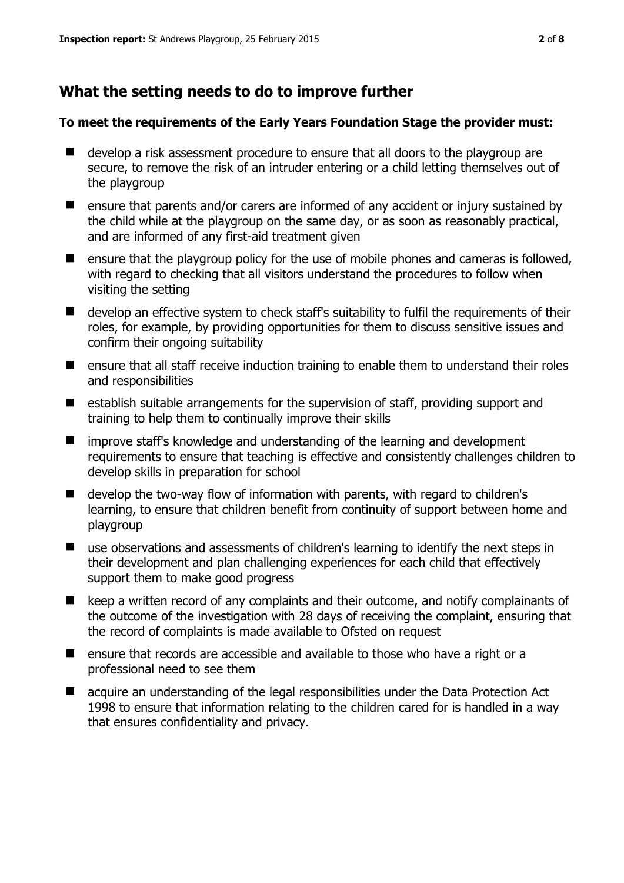## What the setting needs to do to improve further

**To meet the requirements of the Early Years Foundation Stage the provider must:**

- develop a risk assessment procedure to ensure that all doors to the playgroup are secure, to remove the risk of an intruder entering or a child letting themselves out of the playgroup
- ensure that parents and/or carers are informed of any accident or injury sustained by the child while at the playgroup on the same day, or as soon as reasonably practical, and are informed of any first-aid treatment given
- ensure that the playgroup policy for the use of mobile phones and cameras is followed, with regard to checking that all visitors understand the procedures to follow when visiting the setting
- develop an effective system to check staff's suitability to fulfil the requirements of their roles, for example, by providing opportunities for them to discuss sensitive issues and confirm their ongoing suitability
- ensure that all staff receive induction training to enable them to understand their roles and responsibilities
- establish suitable arrangements for the supervision of staff, providing support and training to help them to continually improve their skills
- improve staff's knowledge and understanding of the learning and development requirements to ensure that teaching is effective and consistently challenges children to develop skills in preparation for school
- develop the two-way flow of information with parents, with regard to children's learning, to ensure that children benefit from continuity of support between home and playgroup
- use observations and assessments of children's learning to identify the next steps in their development and plan challenging experiences for each child that effectively support them to make good progress
- keep a written record of any complaints and their outcome, and notify complainants of the outcome of the investigation with 28 days of receiving the complaint, ensuring that the record of complaints is made available to Ofsted on request
- ensure that records are accessible and available to those who have a right or a professional need to see them
- acquire an understanding of the legal responsibilities under the Data Protection Act 1998 to ensure that information relating to the children cared for is handled in a way that ensures confidentiality and privacy.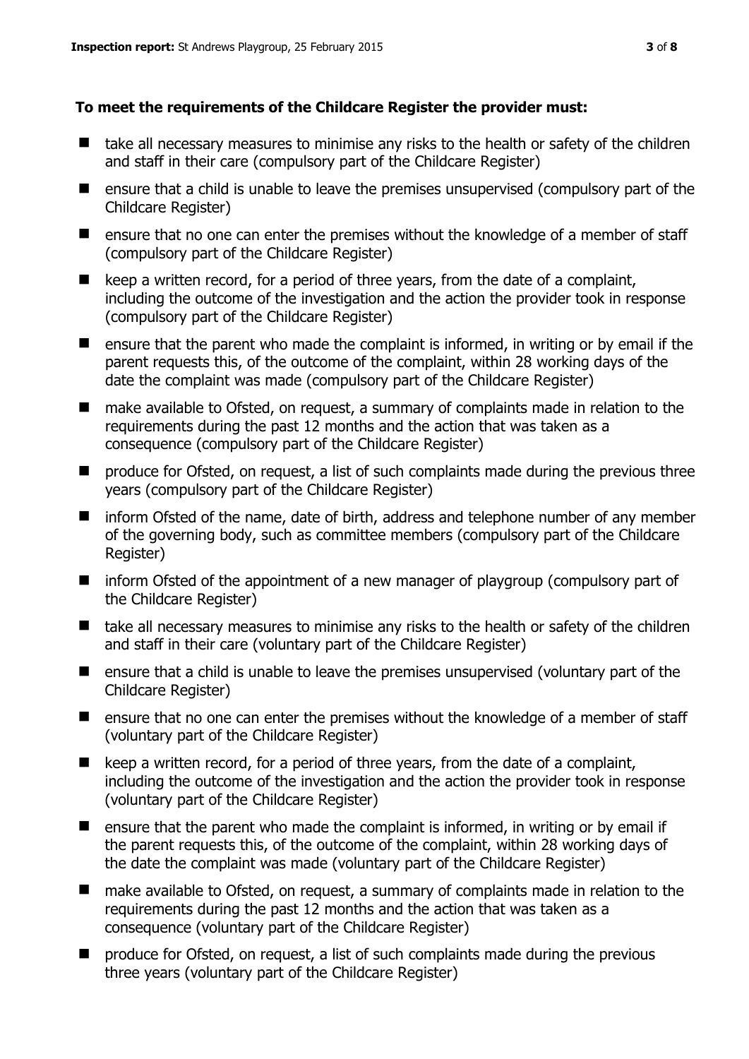**To meet the requirements of the Childcare Register the provider must:**

- take all necessary measures to minimise any risks to the health or safety of the children and staff in their care (compulsory part of the Childcare Register)
- ensure that a child is unable to leave the premises unsupervised (compulsory part of the Childcare Register)
- ensure that no one can enter the premises without the knowledge of a member of staff (compulsory part of the Childcare Register)
- keep a written record, for a period of three years, from the date of a complaint, including the outcome of the investigation and the action the provider took in response (compulsory part of the Childcare Register)
- ensure that the parent who made the complaint is informed, in writing or by email if the parent requests this, of the outcome of the complaint, within 28 working days of the date the complaint was made (compulsory part of the Childcare Register)
- make available to Ofsted, on request, a summary of complaints made in relation to the requirements during the past 12 months and the action that was taken as a consequence (compulsory part of the Childcare Register)
- produce for Ofsted, on request, a list of such complaints made during the previous three years (compulsory part of the Childcare Register)
- inform Ofsted of the name, date of birth, address and telephone number of any member of the governing body, such as committee members (compulsory part of the Childcare Register)
- inform Ofsted of the appointment of a new manager of playgroup (compulsory part of the Childcare Register)
- take all necessary measures to minimise any risks to the health or safety of the children and staff in their care (voluntary part of the Childcare Register)
- ensure that a child is unable to leave the premises unsupervised (voluntary part of the Childcare Register)
- ensure that no one can enter the premises without the knowledge of a member of staff (voluntary part of the Childcare Register)
- keep a written record, for a period of three years, from the date of a complaint, including the outcome of the investigation and the action the provider took in response (voluntary part of the Childcare Register)
- ensure that the parent who made the complaint is informed, in writing or by email if the parent requests this, of the outcome of the complaint, within 28 working days of the date the complaint was made (voluntary part of the Childcare Register)
- make available to Ofsted, on request, a summary of complaints made in relation to the requirements during the past 12 months and the action that was taken as a consequence (voluntary part of the Childcare Register)
- produce for Ofsted, on request, a list of such complaints made during the previous three years (voluntary part of the Childcare Register)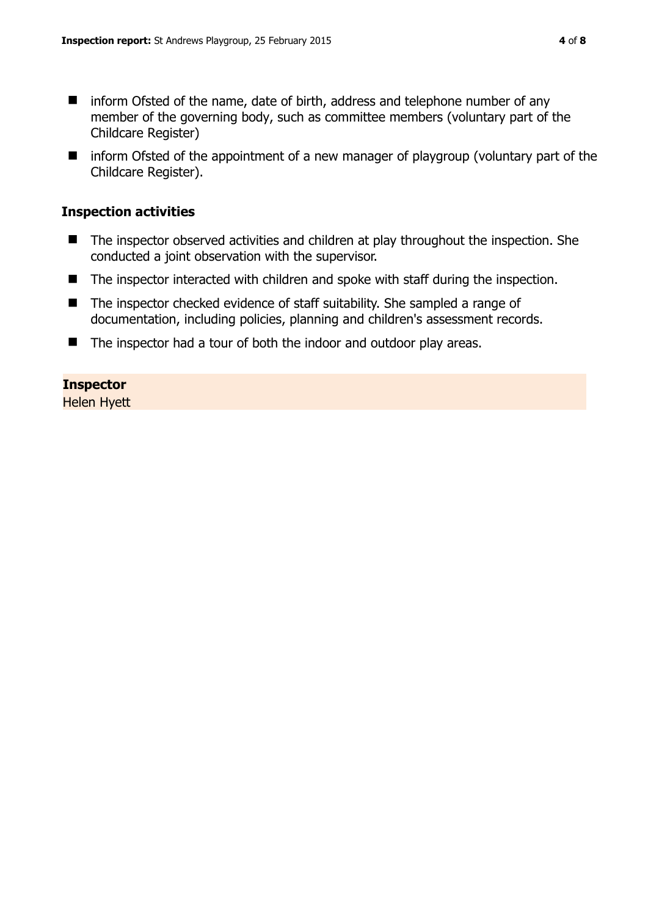- inform Ofsted of the name, date of birth, address and telephone number of any member of the governing body, such as committee members (voluntary part of the Childcare Register)
- inform Ofsted of the appointment of a new manager of playgroup (voluntary part of the Childcare Register).

### Inspection activities

- The inspector observed activities and children at play throughout the inspection. She conducted a joint observation with the supervisor.
- The inspector interacted with children and spoke with staff during the inspection.
- The inspector checked evidence of staff suitability. She sampled a range of documentation, including policies, planning and children's assessment records.
- The inspector had a tour of both the indoor and outdoor play areas.

**Inspector**
Helen Hyett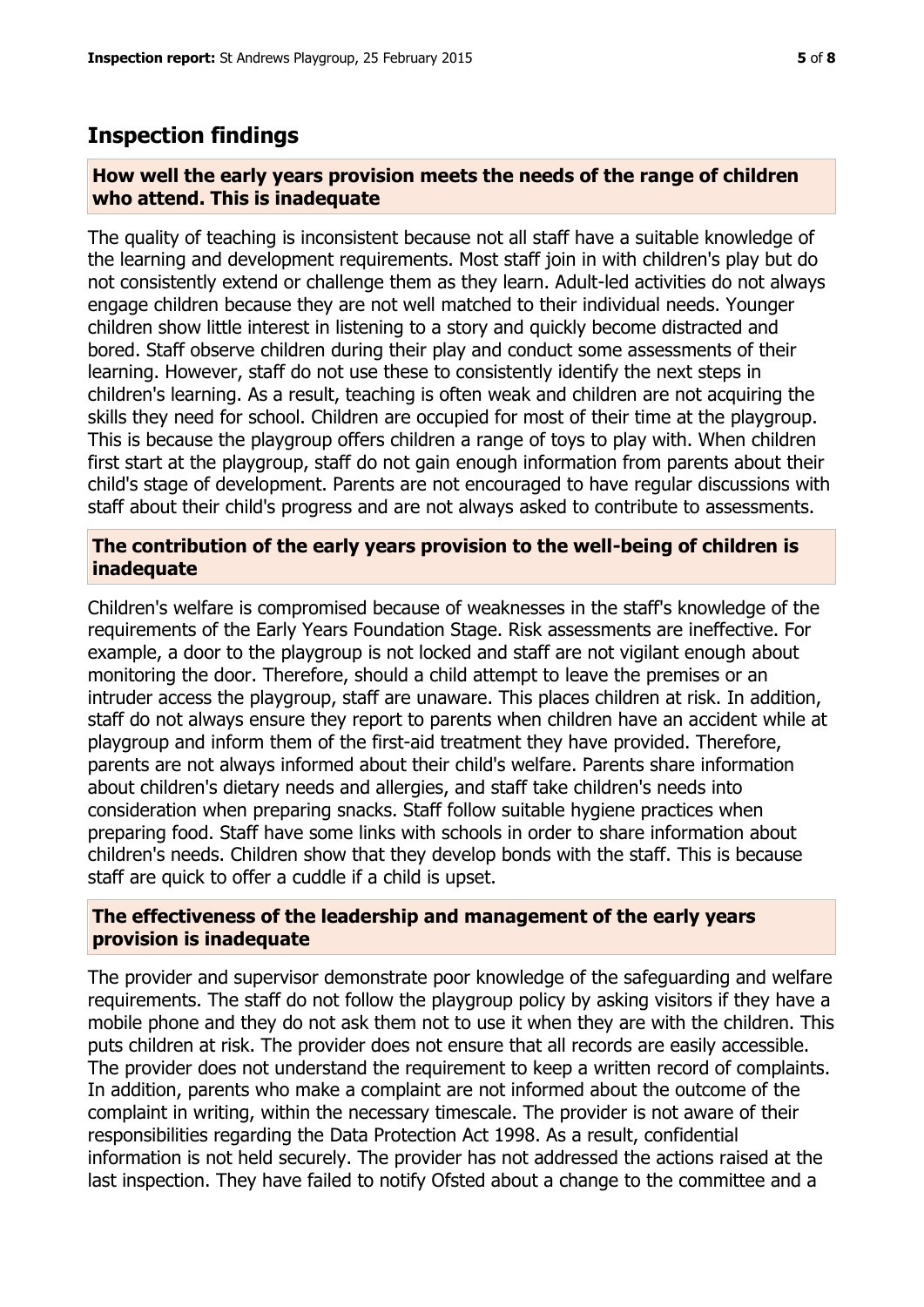## Inspection findings

### How well the early years provision meets the needs of the range of children who attend. This is inadequate

The quality of teaching is inconsistent because not all staff have a suitable knowledge of the learning and development requirements. Most staff join in with children's play but do not consistently extend or challenge them as they learn. Adult-led activities do not always engage children because they are not well matched to their individual needs. Younger children show little interest in listening to a story and quickly become distracted and bored. Staff observe children during their play and conduct some assessments of their learning. However, staff do not use these to consistently identify the next steps in children's learning. As a result, teaching is often weak and children are not acquiring the skills they need for school. Children are occupied for most of their time at the playgroup. This is because the playgroup offers children a range of toys to play with. When children first start at the playgroup, staff do not gain enough information from parents about their child's stage of development. Parents are not encouraged to have regular discussions with staff about their child's progress and are not always asked to contribute to assessments.

### The contribution of the early years provision to the well-being of children is inadequate

Children's welfare is compromised because of weaknesses in the staff's knowledge of the requirements of the Early Years Foundation Stage. Risk assessments are ineffective. For example, a door to the playgroup is not locked and staff are not vigilant enough about monitoring the door. Therefore, should a child attempt to leave the premises or an intruder access the playgroup, staff are unaware. This places children at risk. In addition, staff do not always ensure they report to parents when children have an accident while at playgroup and inform them of the first-aid treatment they have provided. Therefore, parents are not always informed about their child's welfare. Parents share information about children's dietary needs and allergies, and staff take children's needs into consideration when preparing snacks. Staff follow suitable hygiene practices when preparing food. Staff have some links with schools in order to share information about children's needs. Children show that they develop bonds with the staff. This is because staff are quick to offer a cuddle if a child is upset.

### The effectiveness of the leadership and management of the early years provision is inadequate

The provider and supervisor demonstrate poor knowledge of the safeguarding and welfare requirements. The staff do not follow the playgroup policy by asking visitors if they have a mobile phone and they do not ask them not to use it when they are with the children. This puts children at risk. The provider does not ensure that all records are easily accessible. The provider does not understand the requirement to keep a written record of complaints. In addition, parents who make a complaint are not informed about the outcome of the complaint in writing, within the necessary timescale. The provider is not aware of their responsibilities regarding the Data Protection Act 1998. As a result, confidential information is not held securely. The provider has not addressed the actions raised at the last inspection. They have failed to notify Ofsted about a change to the committee and a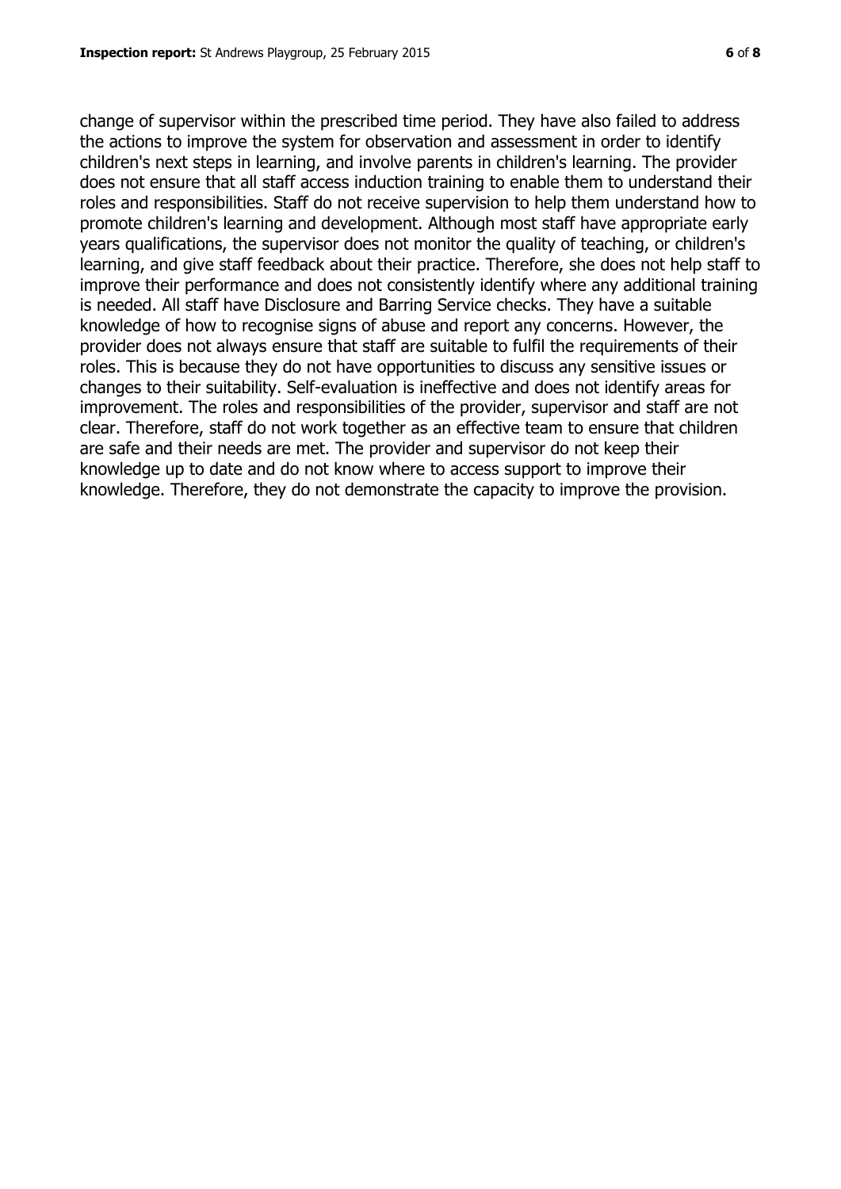change of supervisor within the prescribed time period. They have also failed to address the actions to improve the system for observation and assessment in order to identify children's next steps in learning, and involve parents in children's learning. The provider does not ensure that all staff access induction training to enable them to understand their roles and responsibilities. Staff do not receive supervision to help them understand how to promote children's learning and development. Although most staff have appropriate early years qualifications, the supervisor does not monitor the quality of teaching, or children's learning, and give staff feedback about their practice. Therefore, she does not help staff to improve their performance and does not consistently identify where any additional training is needed. All staff have Disclosure and Barring Service checks. They have a suitable knowledge of how to recognise signs of abuse and report any concerns. However, the provider does not always ensure that staff are suitable to fulfil the requirements of their roles. This is because they do not have opportunities to discuss any sensitive issues or changes to their suitability. Self-evaluation is ineffective and does not identify areas for improvement. The roles and responsibilities of the provider, supervisor and staff are not clear. Therefore, staff do not work together as an effective team to ensure that children are safe and their needs are met. The provider and supervisor do not keep their knowledge up to date and do not know where to access support to improve their knowledge. Therefore, they do not demonstrate the capacity to improve the provision.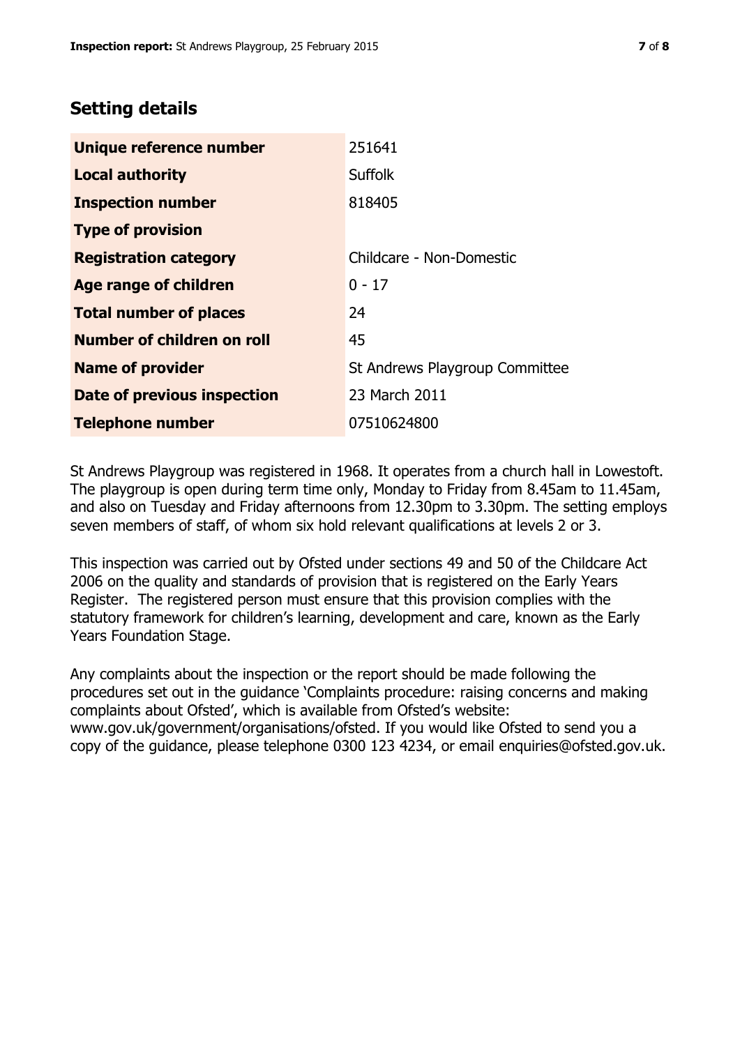## Setting details

| | |
|---|---|
| **Unique reference number** | 251641 |
| **Local authority** | Suffolk |
| **Inspection number** | 818405 |
| **Type of provision** | |
| **Registration category** | Childcare - Non-Domestic |
| **Age range of children** | 0 - 17 |
| **Total number of places** | 24 |
| **Number of children on roll** | 45 |
| **Name of provider** | St Andrews Playgroup Committee |
| **Date of previous inspection** | 23 March 2011 |
| **Telephone number** | 07510624800 |

St Andrews Playgroup was registered in 1968. It operates from a church hall in Lowestoft. The playgroup is open during term time only, Monday to Friday from 8.45am to 11.45am, and also on Tuesday and Friday afternoons from 12.30pm to 3.30pm. The setting employs seven members of staff, of whom six hold relevant qualifications at levels 2 or 3.

This inspection was carried out by Ofsted under sections 49 and 50 of the Childcare Act 2006 on the quality and standards of provision that is registered on the Early Years Register. The registered person must ensure that this provision complies with the statutory framework for children's learning, development and care, known as the Early Years Foundation Stage.

Any complaints about the inspection or the report should be made following the procedures set out in the guidance 'Complaints procedure: raising concerns and making complaints about Ofsted', which is available from Ofsted's website: www.gov.uk/government/organisations/ofsted. If you would like Ofsted to send you a copy of the guidance, please telephone 0300 123 4234, or email enquiries@ofsted.gov.uk.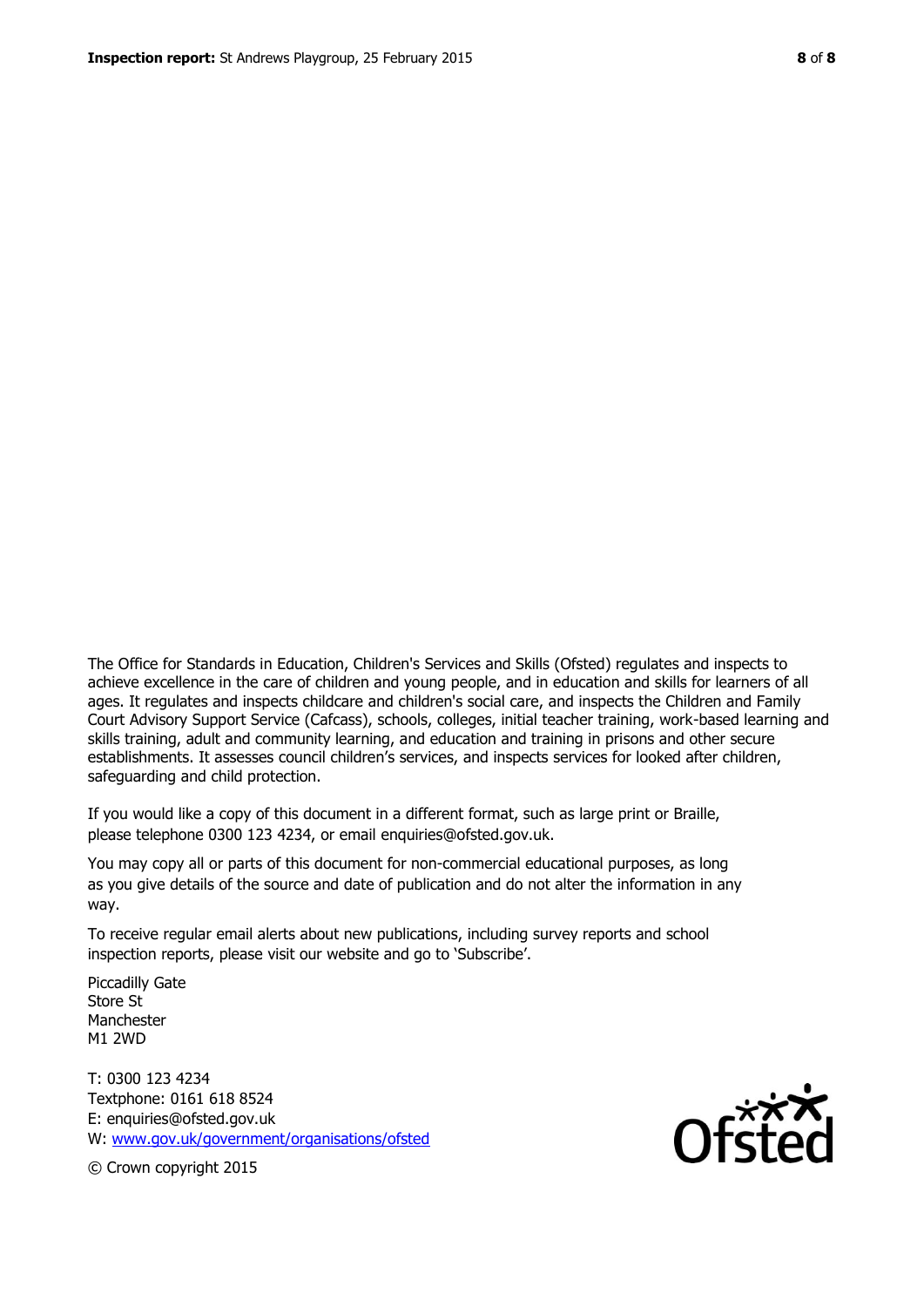The Office for Standards in Education, Children's Services and Skills (Ofsted) regulates and inspects to achieve excellence in the care of children and young people, and in education and skills for learners of all ages. It regulates and inspects childcare and children's social care, and inspects the Children and Family Court Advisory Support Service (Cafcass), schools, colleges, initial teacher training, work-based learning and skills training, adult and community learning, and education and training in prisons and other secure establishments. It assesses council children's services, and inspects services for looked after children, safeguarding and child protection.

If you would like a copy of this document in a different format, such as large print or Braille, please telephone 0300 123 4234, or email enquiries@ofsted.gov.uk.

You may copy all or parts of this document for non-commercial educational purposes, as long as you give details of the source and date of publication and do not alter the information in any way.

To receive regular email alerts about new publications, including survey reports and school inspection reports, please visit our website and go to 'Subscribe'.

Piccadilly Gate
Store St
Manchester
M1 2WD

T: 0300 123 4234
Textphone: 0161 618 8524
E: enquiries@ofsted.gov.uk
W: [www.gov.uk/government/organisations/ofsted](www.gov.uk/government/organisations/ofsted)

© Crown copyright 2015

Ofsted